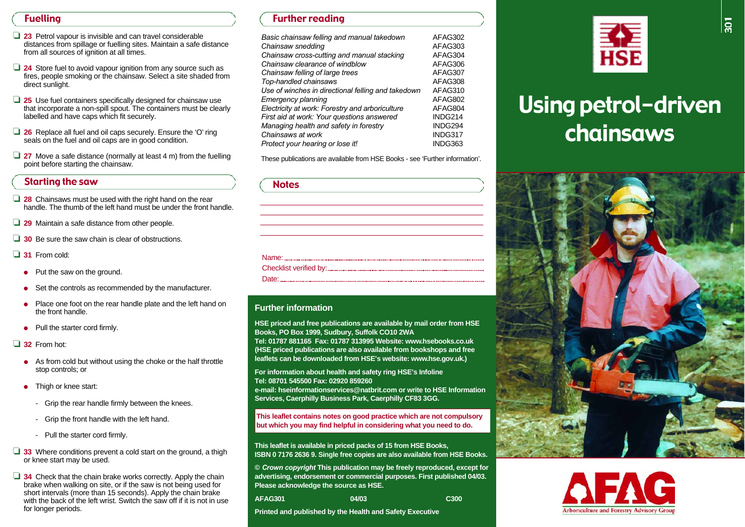## Fuelling

- ❑ **23** Petrol vapour is invisible and can travel considerable distances from spillage or fuelling sites. Maintain a safe distance from all sources of ignition at all times.
- ❑ **24** Store fuel to avoid vapour ignition from any source such as fires, people smoking or the chainsaw. Select a site shaded from direct sunlight.
- ❑ **25** Use fuel containers specifically designed for chainsaw use that incorporate a non-spill spout. The containers must be clearly labelled and have caps which fit securely.
- ❑ **26** Replace all fuel and oil caps securely. Ensure the 'O' ring seals on the fuel and oil caps are in good condition.
- ❑ **27** Move a safe distance (normally at least 4 m) from the fuelling point before starting the chainsaw.

## Starting the saw

- ❑ **28** Chainsaws must be used with the right hand on the rear handle. The thumb of the left hand must be under the front handle.
- ❑ **29** Maintain a safe distance from other people.
- ❑ **30** Be sure the saw chain is clear of obstructions.
- ❑ **31** From cold:
  - Put the saw on the ground.
  - Set the controls as recommended by the manufacturer.
  - Place one foot on the rear handle plate and the left hand on the front handle.
  - Pull the starter cord firmly.
- ❑ **32** From hot:
  - As from cold but without using the choke or the half throttle stop controls; or
  - Thigh or knee start:
    - Grip the rear handle firmly between the knees.
    - Grip the front handle with the left hand.
    - Pull the starter cord firmly.
- ❑ **33** Where conditions prevent a cold start on the ground, a thigh or knee start may be used.
- ❑ **34** Check that the chain brake works correctly. Apply the chain brake when walking on site, or if the saw is not being used for short intervals (more than 15 seconds). Apply the chain brake with the back of the left wrist. Switch the saw off if it is not in use for longer periods.

## Further reading

| | |
|---|---|
| *Basic chainsaw felling and manual takedown* | AFAG302 |
| *Chainsaw snedding* | AFAG303 |
| *Chainsaw cross-cutting and manual stacking* | AFAG304 |
| *Chainsaw clearance of windblow* | AFAG306 |
| *Chainsaw felling of large trees* | AFAG307 |
| *Top-handled chainsaws* | AFAG308 |
| *Use of winches in directional felling and takedown* | AFAG310 |
| *Emergency planning* | AFAG802 |
| *Electricity at work: Forestry and arboriculture* | AFAG804 |
| *First aid at work: Your questions answered* | INDG214 |
| *Managing health and safety in forestry* | INDG294 |
| *Chainsaws at work* | INDG317 |
| *Protect your hearing or lose it!* | INDG363 |

These publications are available from HSE Books - see 'Further information'.

## Notes

Name: ......................................................

Checklist verified by: ......................................................

Date: ......................................................

### Further information

**HSE priced and free publications are available by mail order from HSE Books, PO Box 1999, Sudbury, Suffolk CO10 2WA Tel: 01787 881165 Fax: 01787 313995 Website: www.hsebooks.co.uk (HSE priced publications are also available from bookshops and free leaflets can be downloaded from HSE's website: www.hse.gov.uk.)**

**For information about health and safety ring HSE's Infoline Tel: 08701 545500 Fax: 02920 859260 e-mail: hseinformationservices@natbrit.com or write to HSE Information Services, Caerphilly Business Park, Caerphilly CF83 3GG.**

**This leaflet contains notes on good practice which are not compulsory but which you may find helpful in considering what you need to do.**

**This leaflet is available in priced packs of 15 from HSE Books, ISBN 0 7176 2636 9. Single free copies are also available from HSE Books.**

**© *Crown copyright* This publication may be freely reproduced, except for advertising, endorsement or commercial purposes. First published 04/03. Please acknowledge the source as HSE.**

**AFAG301 04/03 C300**

**Printed and published by the Health and Safety Executive**

HSE

301

# Using petrol-driven chainsaws

AFAG

Arboriculture and Forestry Advisory Group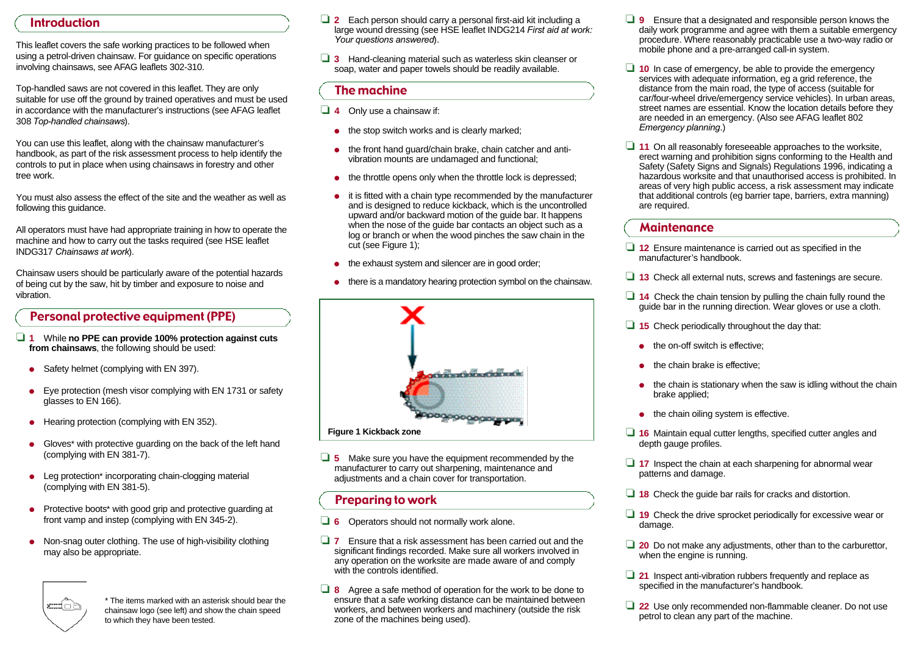## Introduction

This leaflet covers the safe working practices to be followed when using a petrol-driven chainsaw. For guidance on specific operations involving chainsaws, see AFAG leaflets 302-310.

Top-handled saws are not covered in this leaflet. They are only suitable for use off the ground by trained operatives and must be used in accordance with the manufacturer's instructions (see AFAG leaflet 308 *Top-handled chainsaws*).

You can use this leaflet, along with the chainsaw manufacturer's handbook, as part of the risk assessment process to help identify the controls to put in place when using chainsaws in forestry and other tree work.

You must also assess the effect of the site and the weather as well as following this guidance.

All operators must have had appropriate training in how to operate the machine and how to carry out the tasks required (see HSE leaflet INDG317 *Chainsaws at work*).

Chainsaw users should be particularly aware of the potential hazards of being cut by the saw, hit by timber and exposure to noise and vibration.

## Personal protective equipment (PPE)

❑ **1** While **no PPE can provide 100% protection against cuts from chainsaws**, the following should be used:

- Safety helmet (complying with EN 397).
- Eye protection (mesh visor complying with EN 1731 or safety glasses to EN 166).
- Hearing protection (complying with EN 352).
- Gloves* with protective guarding on the back of the left hand (complying with EN 381-7).
- Leg protection* incorporating chain-clogging material (complying with EN 381-5).
- Protective boots* with good grip and protective guarding at front vamp and instep (complying with EN 345-2).
- Non-snag outer clothing. The use of high-visibility clothing may also be appropriate.

* The items marked with an asterisk should bear the chainsaw logo (see left) and show the chain speed to which they have been tested.

❑ **2** Each person should carry a personal first-aid kit including a large wound dressing (see HSE leaflet INDG214 *First aid at work: Your questions answered*).

❑ **3** Hand-cleaning material such as waterless skin cleanser or soap, water and paper towels should be readily available.

## The machine

❑ **4** Only use a chainsaw if:

- the stop switch works and is clearly marked;
- the front hand guard/chain brake, chain catcher and anti-vibration mounts are undamaged and functional;
- the throttle opens only when the throttle lock is depressed;
- it is fitted with a chain type recommended by the manufacturer and is designed to reduce kickback, which is the uncontrolled upward and/or backward motion of the guide bar. It happens when the nose of the guide bar contacts an object such as a log or branch or when the wood pinches the saw chain in the cut (see Figure 1);
- the exhaust system and silencer are in good order;
- there is a mandatory hearing protection symbol on the chainsaw.

**Figure 1 Kickback zone**

❑ **5** Make sure you have the equipment recommended by the manufacturer to carry out sharpening, maintenance and adjustments and a chain cover for transportation.

## Preparing to work

❑ **6** Operators should not normally work alone.

❑ **7** Ensure that a risk assessment has been carried out and the significant findings recorded. Make sure all workers involved in any operation on the worksite are made aware of and comply with the controls identified.

❑ **8** Agree a safe method of operation for the work to be done to ensure that a safe working distance can be maintained between workers, and between workers and machinery (outside the risk zone of the machines being used).

❑ **9** Ensure that a designated and responsible person knows the daily work programme and agree with them a suitable emergency procedure. Where reasonably practicable use a two-way radio or mobile phone and a pre-arranged call-in system.

❑ **10** In case of emergency, be able to provide the emergency services with adequate information, eg a grid reference, the distance from the main road, the type of access (suitable for car/four-wheel drive/emergency service vehicles). In urban areas, street names are essential. Know the location details before they are needed in an emergency. (Also see AFAG leaflet 802 *Emergency planning*.)

❑ **11** On all reasonably foreseeable approaches to the worksite, erect warning and prohibition signs conforming to the Health and Safety (Safety Signs and Signals) Regulations 1996, indicating a hazardous worksite and that unauthorised access is prohibited. In areas of very high public access, a risk assessment may indicate that additional controls (eg barrier tape, barriers, extra manning) are required.

## Maintenance

❑ **12** Ensure maintenance is carried out as specified in the manufacturer's handbook.

❑ **13** Check all external nuts, screws and fastenings are secure.

❑ **14** Check the chain tension by pulling the chain fully round the guide bar in the running direction. Wear gloves or use a cloth.

❑ **15** Check periodically throughout the day that:

- the on-off switch is effective;
- the chain brake is effective;
- the chain is stationary when the saw is idling without the chain brake applied;
- the chain oiling system is effective.

❑ **16** Maintain equal cutter lengths, specified cutter angles and depth gauge profiles.

❑ **17** Inspect the chain at each sharpening for abnormal wear patterns and damage.

❑ **18** Check the guide bar rails for cracks and distortion.

❑ **19** Check the drive sprocket periodically for excessive wear or damage.

❑ **20** Do not make any adjustments, other than to the carburettor, when the engine is running.

❑ **21** Inspect anti-vibration rubbers frequently and replace as specified in the manufacturer's handbook.

❑ **22** Use only recommended non-flammable cleaner. Do not use petrol to clean any part of the machine.